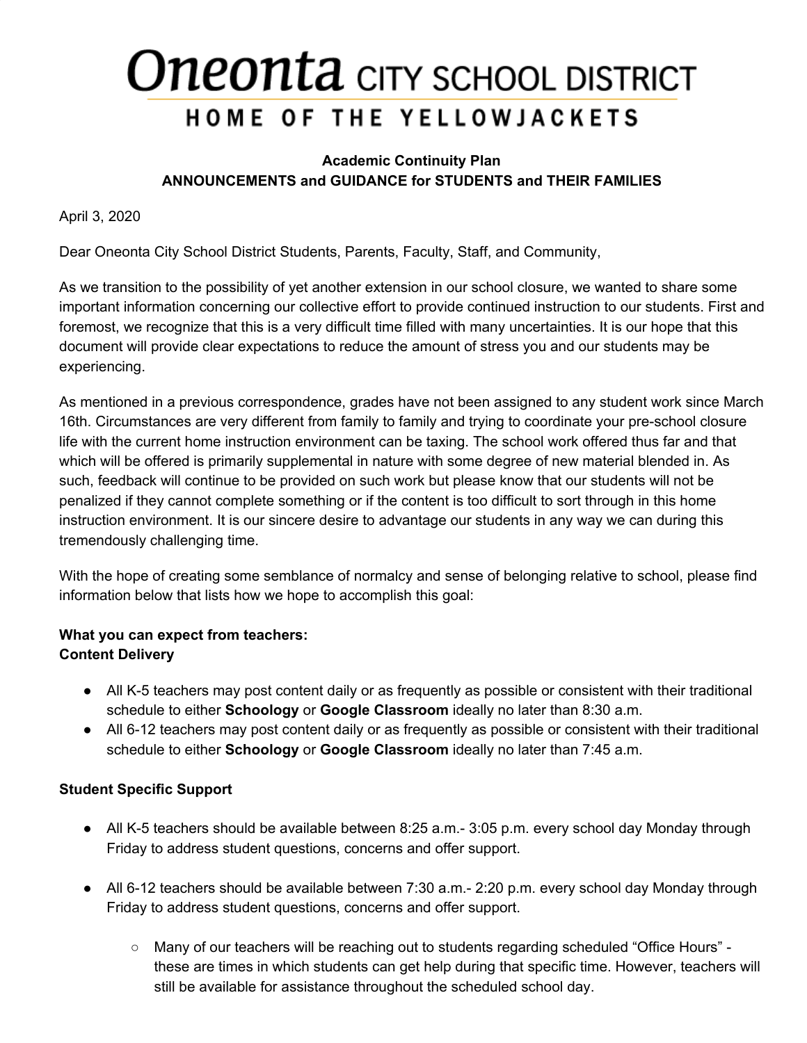# Oneonta CITY SCHOOL DISTRICT

## HOME OF THE YELLOWJACKETS

**Academic Continuity Plan**
**ANNOUNCEMENTS and GUIDANCE for STUDENTS and THEIR FAMILIES**

April 3, 2020

Dear Oneonta City School District Students, Parents, Faculty, Staff, and Community,

As we transition to the possibility of yet another extension in our school closure, we wanted to share some important information concerning our collective effort to provide continued instruction to our students. First and foremost, we recognize that this is a very difficult time filled with many uncertainties. It is our hope that this document will provide clear expectations to reduce the amount of stress you and our students may be experiencing.

As mentioned in a previous correspondence, grades have not been assigned to any student work since March 16th. Circumstances are very different from family to family and trying to coordinate your pre-school closure life with the current home instruction environment can be taxing. The school work offered thus far and that which will be offered is primarily supplemental in nature with some degree of new material blended in. As such, feedback will continue to be provided on such work but please know that our students will not be penalized if they cannot complete something or if the content is too difficult to sort through in this home instruction environment. It is our sincere desire to advantage our students in any way we can during this tremendously challenging time.

With the hope of creating some semblance of normalcy and sense of belonging relative to school, please find information below that lists how we hope to accomplish this goal:

**What you can expect from teachers:**
**Content Delivery**

- All K-5 teachers may post content daily or as frequently as possible or consistent with their traditional schedule to either **Schoology** or **Google Classroom** ideally no later than 8:30 a.m.
- All 6-12 teachers may post content daily or as frequently as possible or consistent with their traditional schedule to either **Schoology** or **Google Classroom** ideally no later than 7:45 a.m.

**Student Specific Support**

- All K-5 teachers should be available between 8:25 a.m.- 3:05 p.m. every school day Monday through Friday to address student questions, concerns and offer support.
- All 6-12 teachers should be available between 7:30 a.m.- 2:20 p.m. every school day Monday through Friday to address student questions, concerns and offer support.
    - Many of our teachers will be reaching out to students regarding scheduled "Office Hours" - these are times in which students can get help during that specific time. However, teachers will still be available for assistance throughout the scheduled school day.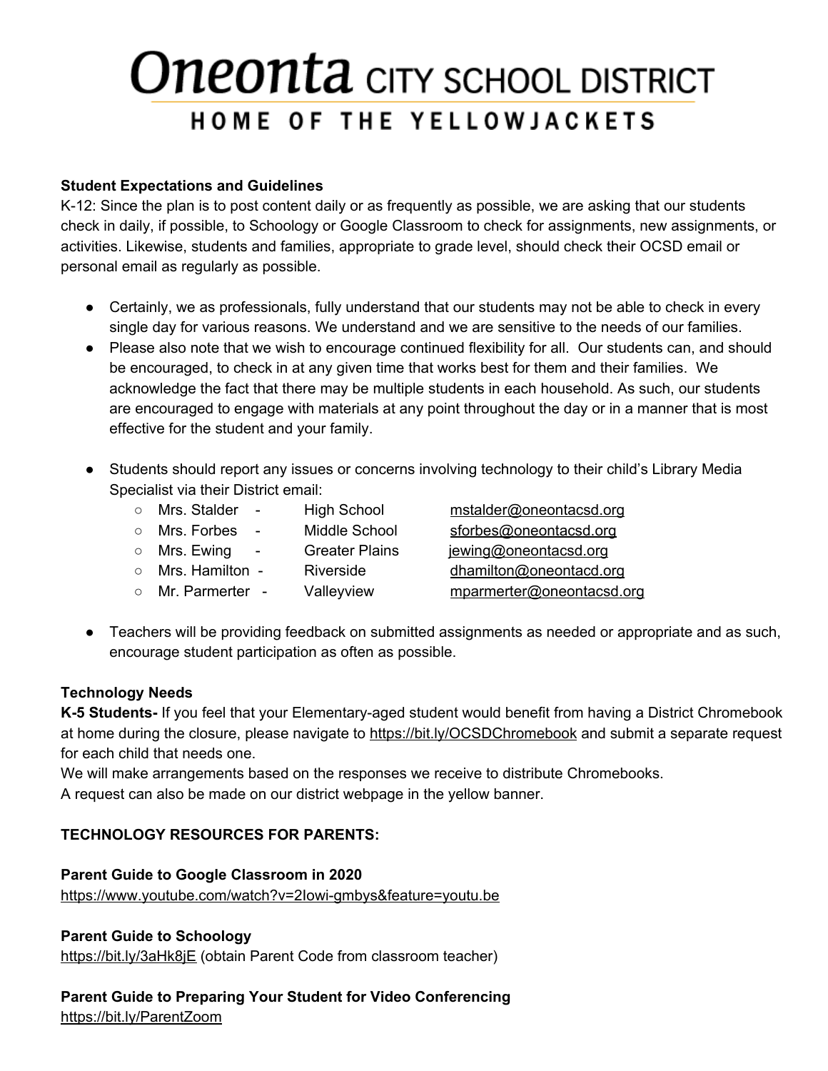# Oneonta CITY SCHOOL DISTRICT

## HOME OF THE YELLOWJACKETS

**Student Expectations and Guidelines**

K-12: Since the plan is to post content daily or as frequently as possible, we are asking that our students check in daily, if possible, to Schoology or Google Classroom to check for assignments, new assignments, or activities. Likewise, students and families, appropriate to grade level, should check their OCSD email or personal email as regularly as possible.

- Certainly, we as professionals, fully understand that our students may not be able to check in every single day for various reasons. We understand and we are sensitive to the needs of our families.
- Please also note that we wish to encourage continued flexibility for all. Our students can, and should be encouraged, to check in at any given time that works best for them and their families. We acknowledge the fact that there may be multiple students in each household. As such, our students are encouraged to engage with materials at any point throughout the day or in a manner that is most effective for the student and your family.
- Students should report any issues or concerns involving technology to their child's Library Media Specialist via their District email:
  - Mrs. Stalder - High School mstalder@oneontacsd.org
  - Mrs. Forbes - Middle School sforbes@oneontacsd.org
  - Mrs. Ewing - Greater Plains jewing@oneontacsd.org
  - Mrs. Hamilton - Riverside dhamilton@oneontacd.org
  - Mr. Parmerter - Valleyview mparmerter@oneontacsd.org
- Teachers will be providing feedback on submitted assignments as needed or appropriate and as such, encourage student participation as often as possible.

**Technology Needs**

**K-5 Students-** If you feel that your Elementary-aged student would benefit from having a District Chromebook at home during the closure, please navigate to https://bit.ly/OCSDChromebook and submit a separate request for each child that needs one.

We will make arrangements based on the responses we receive to distribute Chromebooks.

A request can also be made on our district webpage in the yellow banner.

**TECHNOLOGY RESOURCES FOR PARENTS:**

**Parent Guide to Google Classroom in 2020**

https://www.youtube.com/watch?v=2Iowi-gmbys&feature=youtu.be

**Parent Guide to Schoology**

https://bit.ly/3aHk8jE (obtain Parent Code from classroom teacher)

**Parent Guide to Preparing Your Student for Video Conferencing**

https://bit.ly/ParentZoom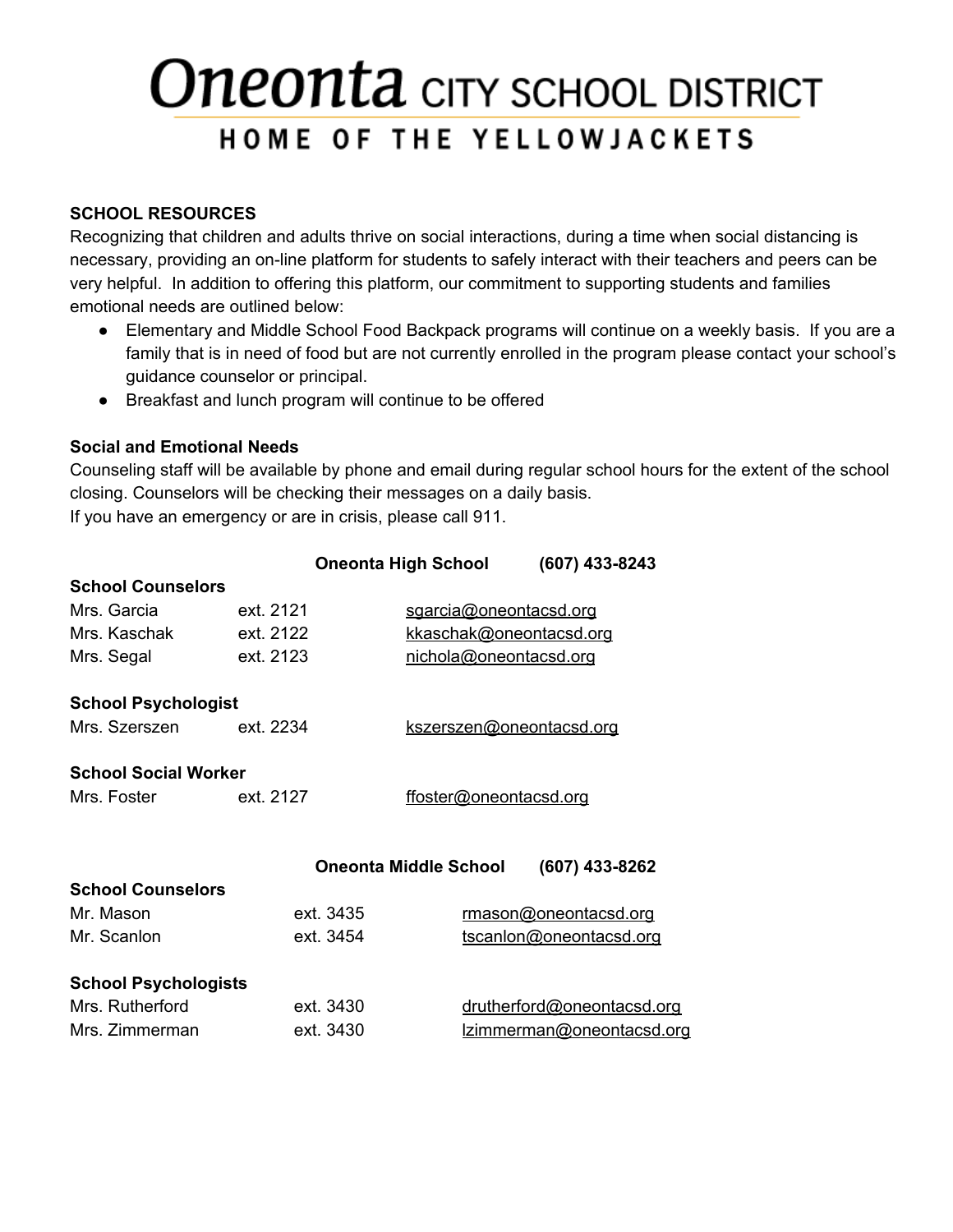# Oneonta CITY SCHOOL DISTRICT

HOME OF THE YELLOWJACKETS

**SCHOOL RESOURCES**

Recognizing that children and adults thrive on social interactions, during a time when social distancing is necessary, providing an on-line platform for students to safely interact with their teachers and peers can be very helpful. In addition to offering this platform, our commitment to supporting students and families emotional needs are outlined below:

- Elementary and Middle School Food Backpack programs will continue on a weekly basis. If you are a family that is in need of food but are not currently enrolled in the program please contact your school's guidance counselor or principal.
- Breakfast and lunch program will continue to be offered

**Social and Emotional Needs**

Counseling staff will be available by phone and email during regular school hours for the extent of the school closing. Counselors will be checking their messages on a daily basis.
If you have an emergency or are in crisis, please call 911.

**Oneonta High School (607) 433-8243**

**School Counselors**

| | | |
|---|---|---|
| Mrs. Garcia | ext. 2121 | sgarcia@oneontacsd.org |
| Mrs. Kaschak | ext. 2122 | kkaschak@oneontacsd.org |
| Mrs. Segal | ext. 2123 | nichola@oneontacsd.org |

**School Psychologist**

| | | |
|---|---|---|
| Mrs. Szerszen | ext. 2234 | kszerszen@oneontacsd.org |

**School Social Worker**

| | | |
|---|---|---|
| Mrs. Foster | ext. 2127 | ffoster@oneontacsd.org |

**Oneonta Middle School (607) 433-8262**

**School Counselors**

| | | |
|---|---|---|
| Mr. Mason | ext. 3435 | rmason@oneontacsd.org |
| Mr. Scanlon | ext. 3454 | tscanlon@oneontacsd.org |

**School Psychologists**

| | | |
|---|---|---|
| Mrs. Rutherford | ext. 3430 | drutherford@oneontacsd.org |
| Mrs. Zimmerman | ext. 3430 | lzimmerman@oneontacsd.org |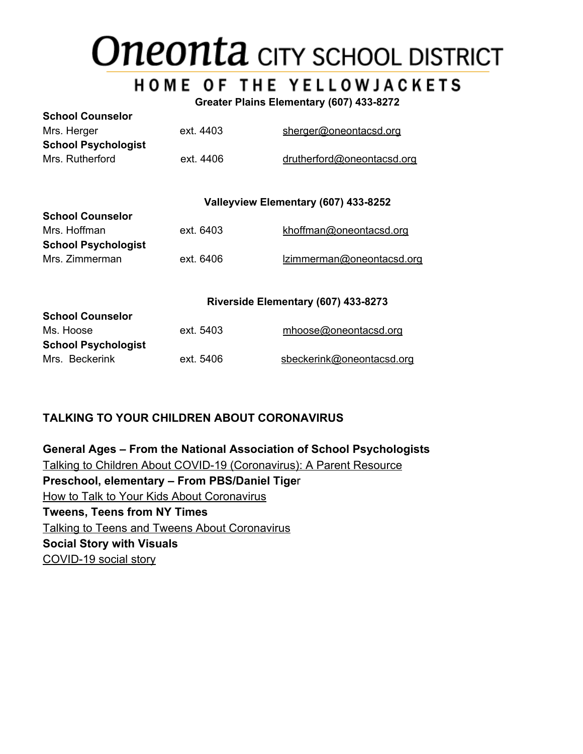# Oneonta CITY SCHOOL DISTRICT

## HOME OF THE YELLOWJACKETS

**Greater Plains Elementary (607) 433-8272**

| | | |
|---|---|---|
| **School Counselor** | | |
| Mrs. Herger | ext. 4403 | sherger@oneontacsd.org |
| **School Psychologist** | | |
| Mrs. Rutherford | ext. 4406 | drutherford@oneontacsd.org |

**Valleyview Elementary (607) 433-8252**

| | | |
|---|---|---|
| **School Counselor** | | |
| Mrs. Hoffman | ext. 6403 | khoffman@oneontacsd.org |
| **School Psychologist** | | |
| Mrs. Zimmerman | ext. 6406 | lzimmerman@oneontacsd.org |

**Riverside Elementary (607) 433-8273**

| | | |
|---|---|---|
| **School Counselor** | | |
| Ms. Hoose | ext. 5403 | mhoose@oneontacsd.org |
| **School Psychologist** | | |
| Mrs. Beckerink | ext. 5406 | sbeckerink@oneontacsd.org |

## TALKING TO YOUR CHILDREN ABOUT CORONAVIRUS

**General Ages – From the National Association of School Psychologists**
Talking to Children About COVID-19 (Coronavirus): A Parent Resource
**Preschool, elementary – From PBS/Daniel Tiger**
How to Talk to Your Kids About Coronavirus
**Tweens, Teens from NY Times**
Talking to Teens and Tweens About Coronavirus
**Social Story with Visuals**
COVID-19 social story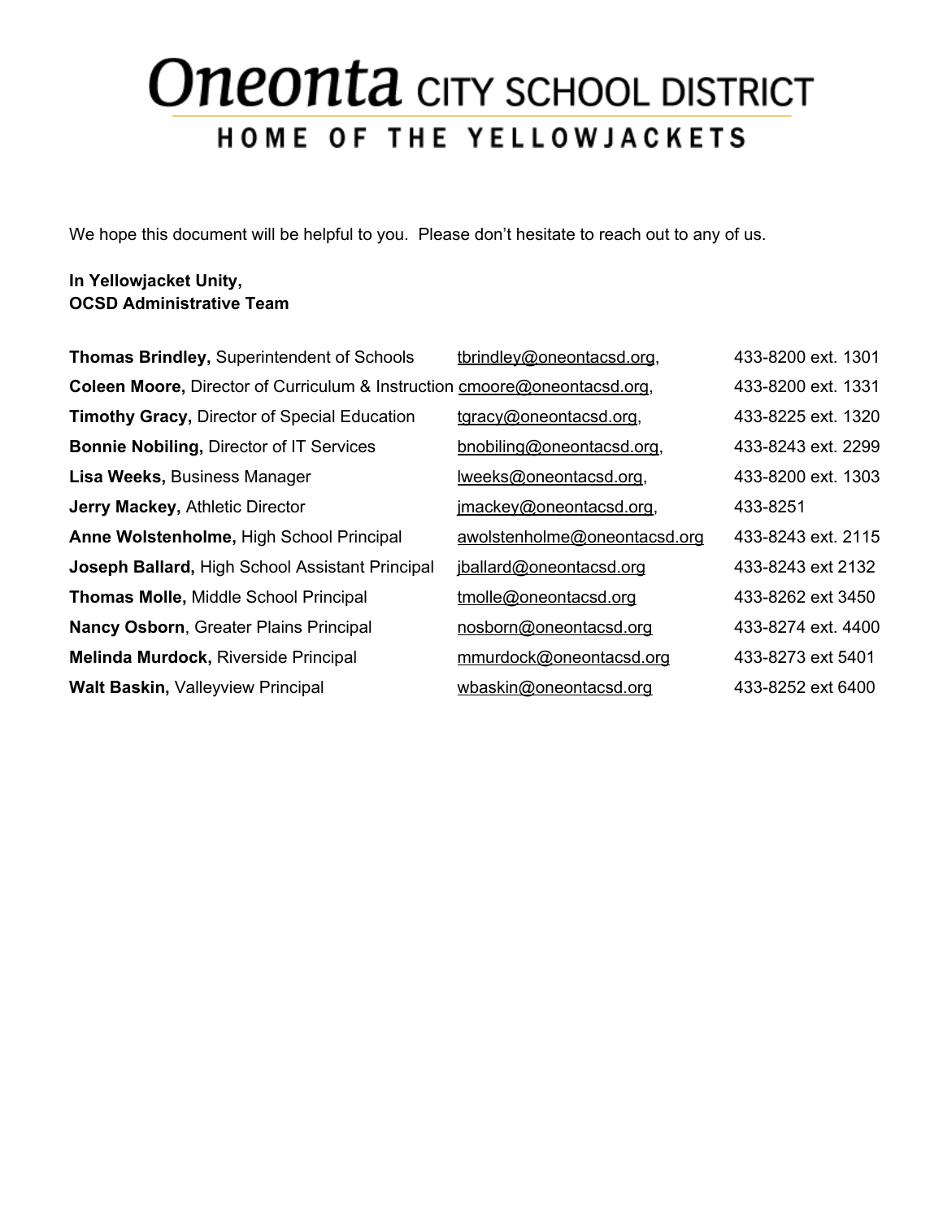# Oneonta CITY SCHOOL DISTRICT

## HOME OF THE YELLOWJACKETS

We hope this document will be helpful to you. Please don't hesitate to reach out to any of us.

**In Yellowjacket Unity,**
**OCSD Administrative Team**

| | | |
|---|---|---|
| **Thomas Brindley,** Superintendent of Schools | tbrindley@oneontacsd.org, | 433-8200 ext. 1301 |
| **Coleen Moore,** Director of Curriculum & Instruction | cmoore@oneontacsd.org, | 433-8200 ext. 1331 |
| **Timothy Gracy,** Director of Special Education | tgracy@oneontacsd.org, | 433-8225 ext. 1320 |
| **Bonnie Nobiling,** Director of IT Services | bnobiling@oneontacsd.org, | 433-8243 ext. 2299 |
| **Lisa Weeks,** Business Manager | lweeks@oneontacsd.org, | 433-8200 ext. 1303 |
| **Jerry Mackey,** Athletic Director | jmackey@oneontacsd.org, | 433-8251 |
| **Anne Wolstenholme,** High School Principal | awolstenholme@oneontacsd.org | 433-8243 ext. 2115 |
| **Joseph Ballard,** High School Assistant Principal | jballard@oneontacsd.org | 433-8243 ext 2132 |
| **Thomas Molle,** Middle School Principal | tmolle@oneontacsd.org | 433-8262 ext 3450 |
| **Nancy Osborn**, Greater Plains Principal | nosborn@oneontacsd.org | 433-8274 ext. 4400 |
| **Melinda Murdock,** Riverside Principal | mmurdock@oneontacsd.org | 433-8273 ext 5401 |
| **Walt Baskin,** Valleyview Principal | wbaskin@oneontacsd.org | 433-8252 ext 6400 |